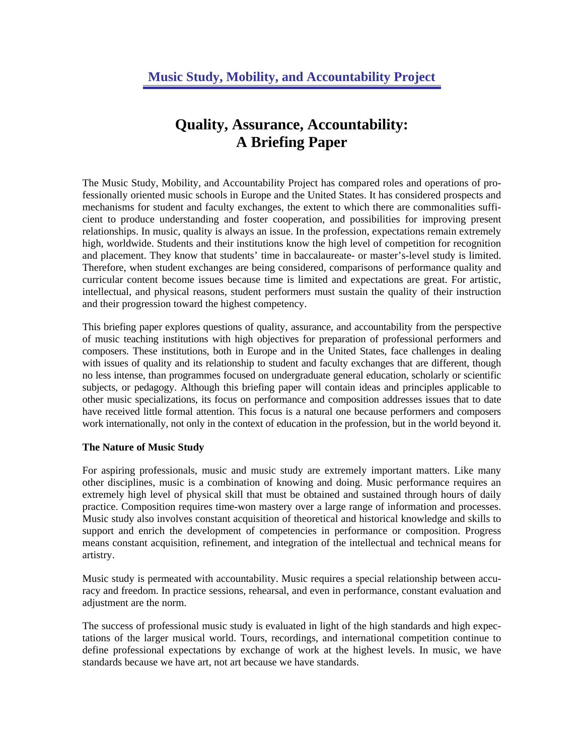Music Study, Mobility, and Accountability Project

# Quality, Assurance, Accountability: A Briefing Paper

The Music Study, Mobility, and Accountability Project has compared roles and operations of professionally oriented music schools in Europe and the United States. It has considered prospects and mechanisms for student and faculty exchanges, the extent to which there are commonalities sufficient to produce understanding and foster cooperation, and possibilities for improving present relationships. In music, quality is always an issue. In the profession, expectations remain extremely high, worldwide. Students and their institutions know the high level of competition for recognition and placement. They know that students' time in baccalaureate- or master's-level study is limited. Therefore, when student exchanges are being considered, comparisons of performance quality and curricular content become issues because time is limited and expectations are great. For artistic, intellectual, and physical reasons, student performers must sustain the quality of their instruction and their progression toward the highest competency.

This briefing paper explores questions of quality, assurance, and accountability from the perspective of music teaching institutions with high objectives for preparation of professional performers and composers. These institutions, both in Europe and in the United States, face challenges in dealing with issues of quality and its relationship to student and faculty exchanges that are different, though no less intense, than programmes focused on undergraduate general education, scholarly or scientific subjects, or pedagogy. Although this briefing paper will contain ideas and principles applicable to other music specializations, its focus on performance and composition addresses issues that to date have received little formal attention. This focus is a natural one because performers and composers work internationally, not only in the context of education in the profession, but in the world beyond it.

**The Nature of Music Study**

For aspiring professionals, music and music study are extremely important matters. Like many other disciplines, music is a combination of knowing and doing. Music performance requires an extremely high level of physical skill that must be obtained and sustained through hours of daily practice. Composition requires time-won mastery over a large range of information and processes. Music study also involves constant acquisition of theoretical and historical knowledge and skills to support and enrich the development of competencies in performance or composition. Progress means constant acquisition, refinement, and integration of the intellectual and technical means for artistry.

Music study is permeated with accountability. Music requires a special relationship between accuracy and freedom. In practice sessions, rehearsal, and even in performance, constant evaluation and adjustment are the norm.

The success of professional music study is evaluated in light of the high standards and high expectations of the larger musical world. Tours, recordings, and international competition continue to define professional expectations by exchange of work at the highest levels. In music, we have standards because we have art, not art because we have standards.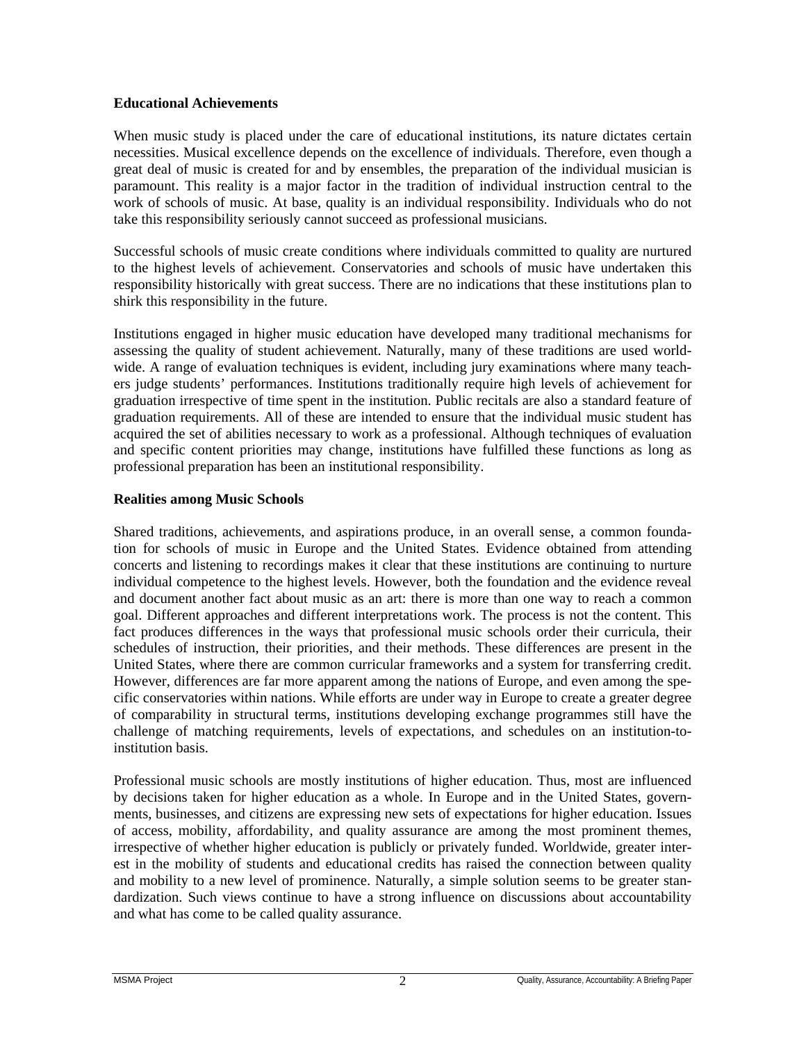**Educational Achievements**

When music study is placed under the care of educational institutions, its nature dictates certain necessities. Musical excellence depends on the excellence of individuals. Therefore, even though a great deal of music is created for and by ensembles, the preparation of the individual musician is paramount. This reality is a major factor in the tradition of individual instruction central to the work of schools of music. At base, quality is an individual responsibility. Individuals who do not take this responsibility seriously cannot succeed as professional musicians.

Successful schools of music create conditions where individuals committed to quality are nurtured to the highest levels of achievement. Conservatories and schools of music have undertaken this responsibility historically with great success. There are no indications that these institutions plan to shirk this responsibility in the future.

Institutions engaged in higher music education have developed many traditional mechanisms for assessing the quality of student achievement. Naturally, many of these traditions are used worldwide. A range of evaluation techniques is evident, including jury examinations where many teachers judge students' performances. Institutions traditionally require high levels of achievement for graduation irrespective of time spent in the institution. Public recitals are also a standard feature of graduation requirements. All of these are intended to ensure that the individual music student has acquired the set of abilities necessary to work as a professional. Although techniques of evaluation and specific content priorities may change, institutions have fulfilled these functions as long as professional preparation has been an institutional responsibility.

**Realities among Music Schools**

Shared traditions, achievements, and aspirations produce, in an overall sense, a common foundation for schools of music in Europe and the United States. Evidence obtained from attending concerts and listening to recordings makes it clear that these institutions are continuing to nurture individual competence to the highest levels. However, both the foundation and the evidence reveal and document another fact about music as an art: there is more than one way to reach a common goal. Different approaches and different interpretations work. The process is not the content. This fact produces differences in the ways that professional music schools order their curricula, their schedules of instruction, their priorities, and their methods. These differences are present in the United States, where there are common curricular frameworks and a system for transferring credit. However, differences are far more apparent among the nations of Europe, and even among the specific conservatories within nations. While efforts are under way in Europe to create a greater degree of comparability in structural terms, institutions developing exchange programmes still have the challenge of matching requirements, levels of expectations, and schedules on an institution-to-institution basis.

Professional music schools are mostly institutions of higher education. Thus, most are influenced by decisions taken for higher education as a whole. In Europe and in the United States, governments, businesses, and citizens are expressing new sets of expectations for higher education. Issues of access, mobility, affordability, and quality assurance are among the most prominent themes, irrespective of whether higher education is publicly or privately funded. Worldwide, greater interest in the mobility of students and educational credits has raised the connection between quality and mobility to a new level of prominence. Naturally, a simple solution seems to be greater standardization. Such views continue to have a strong influence on discussions about accountability and what has come to be called quality assurance.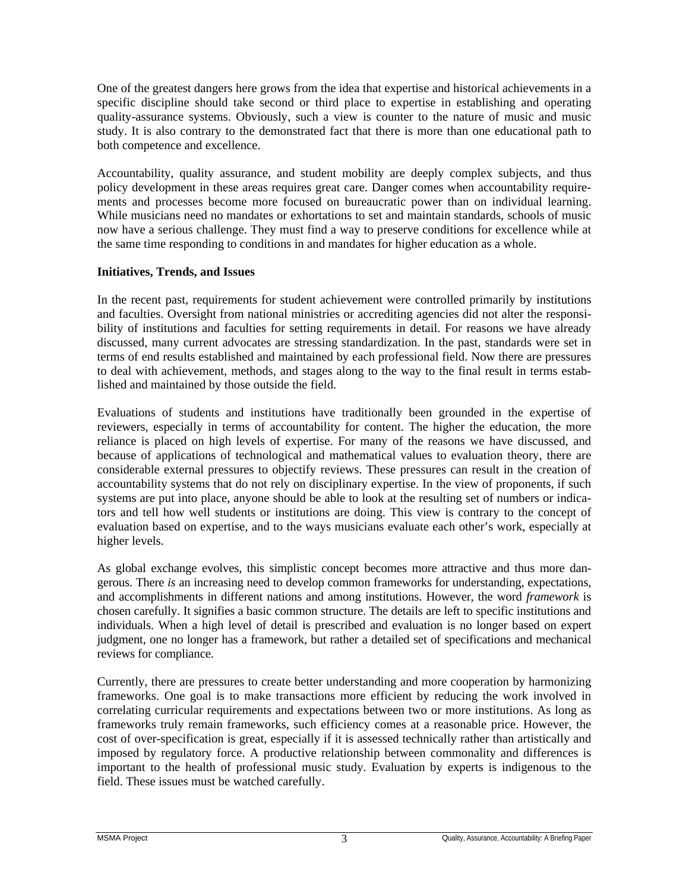One of the greatest dangers here grows from the idea that expertise and historical achievements in a specific discipline should take second or third place to expertise in establishing and operating quality-assurance systems. Obviously, such a view is counter to the nature of music and music study. It is also contrary to the demonstrated fact that there is more than one educational path to both competence and excellence.

Accountability, quality assurance, and student mobility are deeply complex subjects, and thus policy development in these areas requires great care. Danger comes when accountability requirements and processes become more focused on bureaucratic power than on individual learning. While musicians need no mandates or exhortations to set and maintain standards, schools of music now have a serious challenge. They must find a way to preserve conditions for excellence while at the same time responding to conditions in and mandates for higher education as a whole.

**Initiatives, Trends, and Issues**

In the recent past, requirements for student achievement were controlled primarily by institutions and faculties. Oversight from national ministries or accrediting agencies did not alter the responsibility of institutions and faculties for setting requirements in detail. For reasons we have already discussed, many current advocates are stressing standardization. In the past, standards were set in terms of end results established and maintained by each professional field. Now there are pressures to deal with achievement, methods, and stages along to the way to the final result in terms established and maintained by those outside the field.

Evaluations of students and institutions have traditionally been grounded in the expertise of reviewers, especially in terms of accountability for content. The higher the education, the more reliance is placed on high levels of expertise. For many of the reasons we have discussed, and because of applications of technological and mathematical values to evaluation theory, there are considerable external pressures to objectify reviews. These pressures can result in the creation of accountability systems that do not rely on disciplinary expertise. In the view of proponents, if such systems are put into place, anyone should be able to look at the resulting set of numbers or indicators and tell how well students or institutions are doing. This view is contrary to the concept of evaluation based on expertise, and to the ways musicians evaluate each other's work, especially at higher levels.

As global exchange evolves, this simplistic concept becomes more attractive and thus more dangerous. There *is* an increasing need to develop common frameworks for understanding, expectations, and accomplishments in different nations and among institutions. However, the word *framework* is chosen carefully. It signifies a basic common structure. The details are left to specific institutions and individuals. When a high level of detail is prescribed and evaluation is no longer based on expert judgment, one no longer has a framework, but rather a detailed set of specifications and mechanical reviews for compliance.

Currently, there are pressures to create better understanding and more cooperation by harmonizing frameworks. One goal is to make transactions more efficient by reducing the work involved in correlating curricular requirements and expectations between two or more institutions. As long as frameworks truly remain frameworks, such efficiency comes at a reasonable price. However, the cost of over-specification is great, especially if it is assessed technically rather than artistically and imposed by regulatory force. A productive relationship between commonality and differences is important to the health of professional music study. Evaluation by experts is indigenous to the field. These issues must be watched carefully.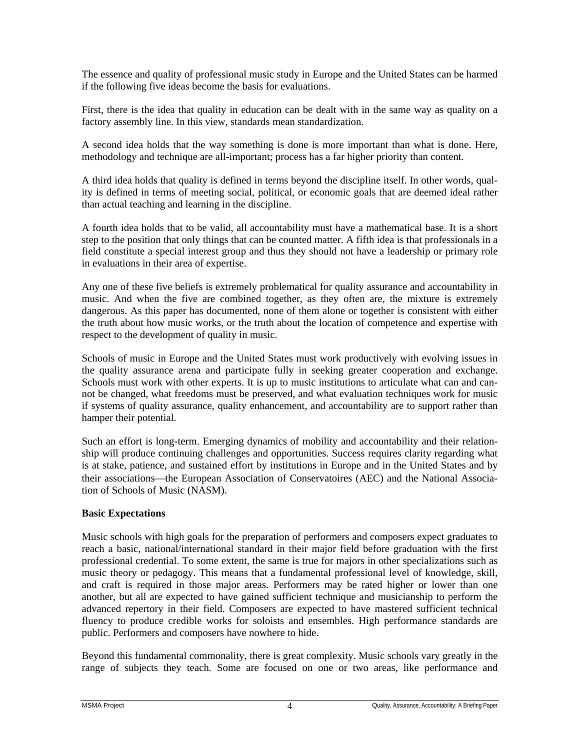The essence and quality of professional music study in Europe and the United States can be harmed if the following five ideas become the basis for evaluations.

First, there is the idea that quality in education can be dealt with in the same way as quality on a factory assembly line. In this view, standards mean standardization.

A second idea holds that the way something is done is more important than what is done. Here, methodology and technique are all-important; process has a far higher priority than content.

A third idea holds that quality is defined in terms beyond the discipline itself. In other words, quality is defined in terms of meeting social, political, or economic goals that are deemed ideal rather than actual teaching and learning in the discipline.

A fourth idea holds that to be valid, all accountability must have a mathematical base. It is a short step to the position that only things that can be counted matter. A fifth idea is that professionals in a field constitute a special interest group and thus they should not have a leadership or primary role in evaluations in their area of expertise.

Any one of these five beliefs is extremely problematical for quality assurance and accountability in music. And when the five are combined together, as they often are, the mixture is extremely dangerous. As this paper has documented, none of them alone or together is consistent with either the truth about how music works, or the truth about the location of competence and expertise with respect to the development of quality in music.

Schools of music in Europe and the United States must work productively with evolving issues in the quality assurance arena and participate fully in seeking greater cooperation and exchange. Schools must work with other experts. It is up to music institutions to articulate what can and cannot be changed, what freedoms must be preserved, and what evaluation techniques work for music if systems of quality assurance, quality enhancement, and accountability are to support rather than hamper their potential.

Such an effort is long-term. Emerging dynamics of mobility and accountability and their relationship will produce continuing challenges and opportunities. Success requires clarity regarding what is at stake, patience, and sustained effort by institutions in Europe and in the United States and by their associations—the European Association of Conservatoires (AEC) and the National Association of Schools of Music (NASM).

**Basic Expectations**

Music schools with high goals for the preparation of performers and composers expect graduates to reach a basic, national/international standard in their major field before graduation with the first professional credential. To some extent, the same is true for majors in other specializations such as music theory or pedagogy. This means that a fundamental professional level of knowledge, skill, and craft is required in those major areas. Performers may be rated higher or lower than one another, but all are expected to have gained sufficient technique and musicianship to perform the advanced repertory in their field. Composers are expected to have mastered sufficient technical fluency to produce credible works for soloists and ensembles. High performance standards are public. Performers and composers have nowhere to hide.

Beyond this fundamental commonality, there is great complexity. Music schools vary greatly in the range of subjects they teach. Some are focused on one or two areas, like performance and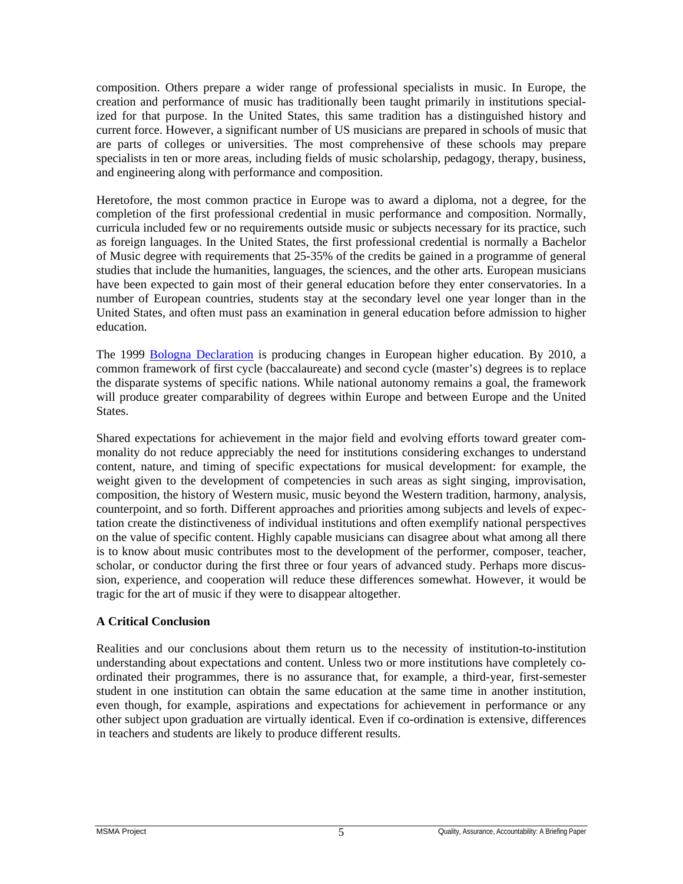composition. Others prepare a wider range of professional specialists in music. In Europe, the creation and performance of music has traditionally been taught primarily in institutions specialized for that purpose. In the United States, this same tradition has a distinguished history and current force. However, a significant number of US musicians are prepared in schools of music that are parts of colleges or universities. The most comprehensive of these schools may prepare specialists in ten or more areas, including fields of music scholarship, pedagogy, therapy, business, and engineering along with performance and composition.

Heretofore, the most common practice in Europe was to award a diploma, not a degree, for the completion of the first professional credential in music performance and composition. Normally, curricula included few or no requirements outside music or subjects necessary for its practice, such as foreign languages. In the United States, the first professional credential is normally a Bachelor of Music degree with requirements that 25-35% of the credits be gained in a programme of general studies that include the humanities, languages, the sciences, and the other arts. European musicians have been expected to gain most of their general education before they enter conservatories. In a number of European countries, students stay at the secondary level one year longer than in the United States, and often must pass an examination in general education before admission to higher education.

The 1999 Bologna Declaration is producing changes in European higher education. By 2010, a common framework of first cycle (baccalaureate) and second cycle (master's) degrees is to replace the disparate systems of specific nations. While national autonomy remains a goal, the framework will produce greater comparability of degrees within Europe and between Europe and the United States.

Shared expectations for achievement in the major field and evolving efforts toward greater commonality do not reduce appreciably the need for institutions considering exchanges to understand content, nature, and timing of specific expectations for musical development: for example, the weight given to the development of competencies in such areas as sight singing, improvisation, composition, the history of Western music, music beyond the Western tradition, harmony, analysis, counterpoint, and so forth. Different approaches and priorities among subjects and levels of expectation create the distinctiveness of individual institutions and often exemplify national perspectives on the value of specific content. Highly capable musicians can disagree about what among all there is to know about music contributes most to the development of the performer, composer, teacher, scholar, or conductor during the first three or four years of advanced study. Perhaps more discussion, experience, and cooperation will reduce these differences somewhat. However, it would be tragic for the art of music if they were to disappear altogether.

**A Critical Conclusion**

Realities and our conclusions about them return us to the necessity of institution-to-institution understanding about expectations and content. Unless two or more institutions have completely co-ordinated their programmes, there is no assurance that, for example, a third-year, first-semester student in one institution can obtain the same education at the same time in another institution, even though, for example, aspirations and expectations for achievement in performance or any other subject upon graduation are virtually identical. Even if co-ordination is extensive, differences in teachers and students are likely to produce different results.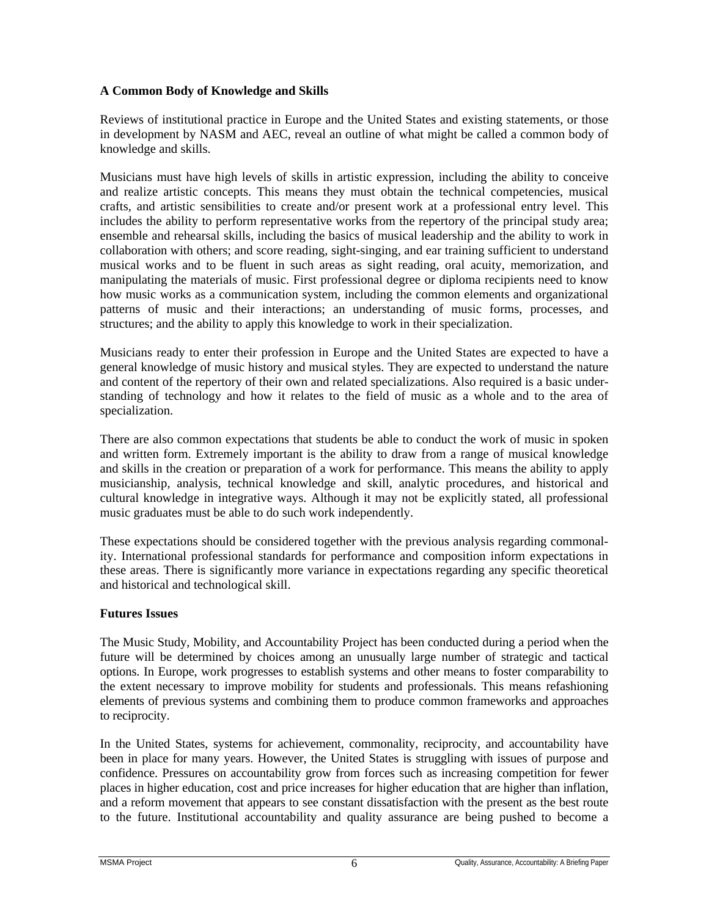### A Common Body of Knowledge and Skills

Reviews of institutional practice in Europe and the United States and existing statements, or those in development by NASM and AEC, reveal an outline of what might be called a common body of knowledge and skills.

Musicians must have high levels of skills in artistic expression, including the ability to conceive and realize artistic concepts. This means they must obtain the technical competencies, musical crafts, and artistic sensibilities to create and/or present work at a professional entry level. This includes the ability to perform representative works from the repertory of the principal study area; ensemble and rehearsal skills, including the basics of musical leadership and the ability to work in collaboration with others; and score reading, sight-singing, and ear training sufficient to understand musical works and to be fluent in such areas as sight reading, oral acuity, memorization, and manipulating the materials of music. First professional degree or diploma recipients need to know how music works as a communication system, including the common elements and organizational patterns of music and their interactions; an understanding of music forms, processes, and structures; and the ability to apply this knowledge to work in their specialization.

Musicians ready to enter their profession in Europe and the United States are expected to have a general knowledge of music history and musical styles. They are expected to understand the nature and content of the repertory of their own and related specializations. Also required is a basic understanding of technology and how it relates to the field of music as a whole and to the area of specialization.

There are also common expectations that students be able to conduct the work of music in spoken and written form. Extremely important is the ability to draw from a range of musical knowledge and skills in the creation or preparation of a work for performance. This means the ability to apply musicianship, analysis, technical knowledge and skill, analytic procedures, and historical and cultural knowledge in integrative ways. Although it may not be explicitly stated, all professional music graduates must be able to do such work independently.

These expectations should be considered together with the previous analysis regarding commonality. International professional standards for performance and composition inform expectations in these areas. There is significantly more variance in expectations regarding any specific theoretical and historical and technological skill.

### Futures Issues

The Music Study, Mobility, and Accountability Project has been conducted during a period when the future will be determined by choices among an unusually large number of strategic and tactical options. In Europe, work progresses to establish systems and other means to foster comparability to the extent necessary to improve mobility for students and professionals. This means refashioning elements of previous systems and combining them to produce common frameworks and approaches to reciprocity.

In the United States, systems for achievement, commonality, reciprocity, and accountability have been in place for many years. However, the United States is struggling with issues of purpose and confidence. Pressures on accountability grow from forces such as increasing competition for fewer places in higher education, cost and price increases for higher education that are higher than inflation, and a reform movement that appears to see constant dissatisfaction with the present as the best route to the future. Institutional accountability and quality assurance are being pushed to become a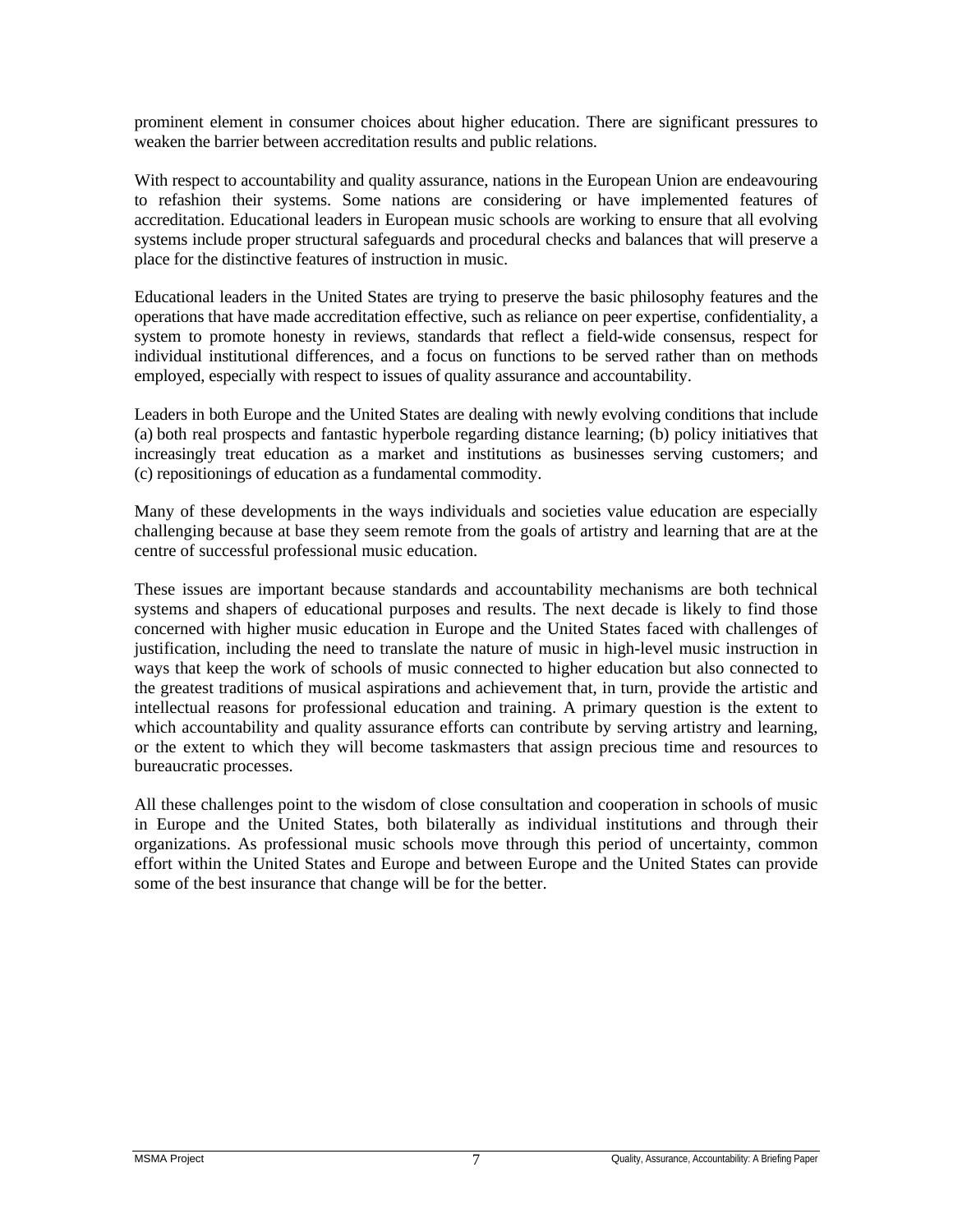prominent element in consumer choices about higher education. There are significant pressures to weaken the barrier between accreditation results and public relations.

With respect to accountability and quality assurance, nations in the European Union are endeavouring to refashion their systems. Some nations are considering or have implemented features of accreditation. Educational leaders in European music schools are working to ensure that all evolving systems include proper structural safeguards and procedural checks and balances that will preserve a place for the distinctive features of instruction in music.

Educational leaders in the United States are trying to preserve the basic philosophy features and the operations that have made accreditation effective, such as reliance on peer expertise, confidentiality, a system to promote honesty in reviews, standards that reflect a field-wide consensus, respect for individual institutional differences, and a focus on functions to be served rather than on methods employed, especially with respect to issues of quality assurance and accountability.

Leaders in both Europe and the United States are dealing with newly evolving conditions that include (a) both real prospects and fantastic hyperbole regarding distance learning; (b) policy initiatives that increasingly treat education as a market and institutions as businesses serving customers; and (c) repositionings of education as a fundamental commodity.

Many of these developments in the ways individuals and societies value education are especially challenging because at base they seem remote from the goals of artistry and learning that are at the centre of successful professional music education.

These issues are important because standards and accountability mechanisms are both technical systems and shapers of educational purposes and results. The next decade is likely to find those concerned with higher music education in Europe and the United States faced with challenges of justification, including the need to translate the nature of music in high-level music instruction in ways that keep the work of schools of music connected to higher education but also connected to the greatest traditions of musical aspirations and achievement that, in turn, provide the artistic and intellectual reasons for professional education and training. A primary question is the extent to which accountability and quality assurance efforts can contribute by serving artistry and learning, or the extent to which they will become taskmasters that assign precious time and resources to bureaucratic processes.

All these challenges point to the wisdom of close consultation and cooperation in schools of music in Europe and the United States, both bilaterally as individual institutions and through their organizations. As professional music schools move through this period of uncertainty, common effort within the United States and Europe and between Europe and the United States can provide some of the best insurance that change will be for the better.